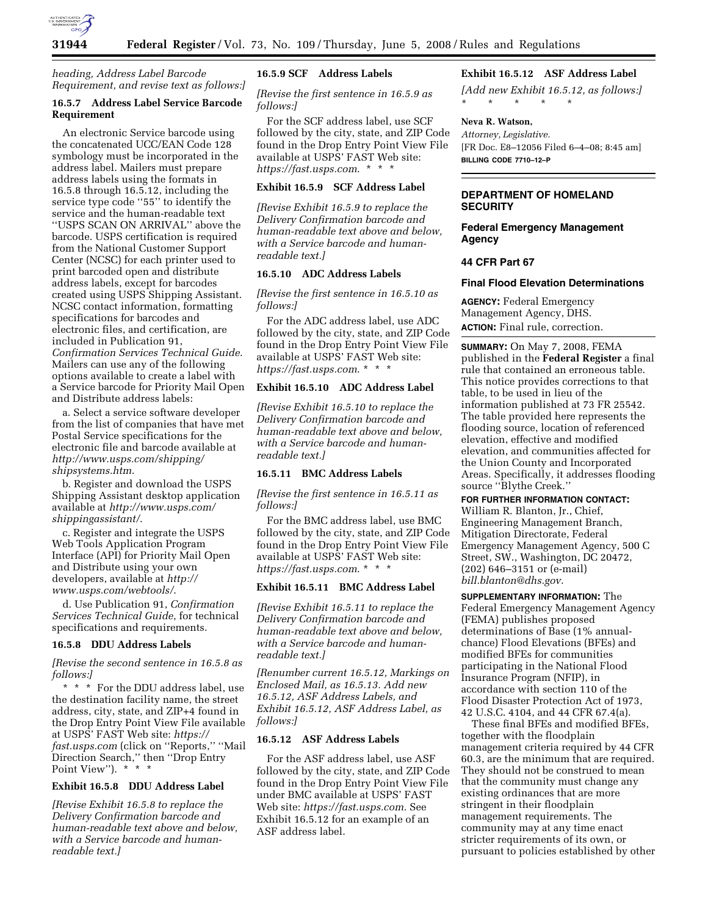*heading, Address Label Barcode Requirement, and revise text as follows:]*

### 16.5.7 Address Label Service Barcode Requirement

An electronic Service barcode using the concatenated UCC/EAN Code 128 symbology must be incorporated in the address label. Mailers must prepare address labels using the formats in 16.5.8 through 16.5.12, including the service type code ''55'' to identify the service and the human-readable text ''USPS SCAN ON ARRIVAL'' above the barcode. USPS certification is required from the National Customer Support Center (NCSC) for each printer used to print barcoded open and distribute address labels, except for barcodes created using USPS Shipping Assistant. NCSC contact information, formatting specifications for barcodes and electronic files, and certification, are included in Publication 91, *Confirmation Services Technical Guide*. Mailers can use any of the following options available to create a label with a Service barcode for Priority Mail Open and Distribute address labels:

a. Select a service software developer from the list of companies that have met Postal Service specifications for the electronic file and barcode available at *http://www.usps.com/shipping/shipsystems.htm*.

b. Register and download the USPS Shipping Assistant desktop application available at *http://www.usps.com/shippingassistant/*.

c. Register and integrate the USPS Web Tools Application Program Interface (API) for Priority Mail Open and Distribute using your own developers, available at *http://www.usps.com/webtools/*.

d. Use Publication 91, *Confirmation Services Technical Guide*, for technical specifications and requirements.

### 16.5.8 DDU Address Labels

*[Revise the second sentence in 16.5.8 as follows:]*

\* \* \* For the DDU address label, use the destination facility name, the street address, city, state, and ZIP+4 found in the Drop Entry Point View File available at USPS' FAST Web site: *https://fast.usps.com* (click on ''Reports,'' ''Mail Direction Search,'' then ''Drop Entry Point View''). \* \* \*

### Exhibit 16.5.8 DDU Address Label

*[Revise Exhibit 16.5.8 to replace the Delivery Confirmation barcode and human-readable text above and below, with a Service barcode and human-readable text.]*

### 16.5.9 SCF Address Labels

*[Revise the first sentence in 16.5.9 as follows:]*

For the SCF address label, use SCF followed by the city, state, and ZIP Code found in the Drop Entry Point View File available at USPS' FAST Web site: *https://fast.usps.com*. \* \* \*

### Exhibit 16.5.9 SCF Address Label

*[Revise Exhibit 16.5.9 to replace the Delivery Confirmation barcode and human-readable text above and below, with a Service barcode and human-readable text.]*

### 16.5.10 ADC Address Labels

*[Revise the first sentence in 16.5.10 as follows:]*

For the ADC address label, use ADC followed by the city, state, and ZIP Code found in the Drop Entry Point View File available at USPS' FAST Web site: *https://fast.usps.com*. \* \* \*

### Exhibit 16.5.10 ADC Address Label

*[Revise Exhibit 16.5.10 to replace the Delivery Confirmation barcode and human-readable text above and below, with a Service barcode and human-readable text.]*

### 16.5.11 BMC Address Labels

*[Revise the first sentence in 16.5.11 as follows:]*

For the BMC address label, use BMC followed by the city, state, and ZIP Code found in the Drop Entry Point View File available at USPS' FAST Web site: *https://fast.usps.com*. \* \* \*

### Exhibit 16.5.11 BMC Address Label

*[Revise Exhibit 16.5.11 to replace the Delivery Confirmation barcode and human-readable text above and below, with a Service barcode and human-readable text.]*

*[Renumber current 16.5.12, Markings on Enclosed Mail, as 16.5.13. Add new 16.5.12, ASF Address Labels, and Exhibit 16.5.12, ASF Address Label, as follows:]*

### 16.5.12 ASF Address Labels

For the ASF address label, use ASF followed by the city, state, and ZIP Code found in the Drop Entry Point View File under BMC available at USPS' FAST Web site: *https://fast.usps.com*. See Exhibit 16.5.12 for an example of an ASF address label.

### Exhibit 16.5.12 ASF Address Label

*[Add new Exhibit 16.5.12, as follows:]*

\* \* \* \* \*

**Neva R. Watson,**

*Attorney, Legislative.*

[FR Doc. E8–12056 Filed 6–4–08; 8:45 am]

**BILLING CODE 7710–12–P**

---

## DEPARTMENT OF HOMELAND SECURITY

## Federal Emergency Management Agency

## 44 CFR Part 67

## Final Flood Elevation Determinations

**AGENCY:** Federal Emergency Management Agency, DHS.

**ACTION:** Final rule, correction.

**SUMMARY:** On May 7, 2008, FEMA published in the **Federal Register** a final rule that contained an erroneous table. This notice provides corrections to that table, to be used in lieu of the information published at 73 FR 25542. The table provided here represents the flooding source, location of referenced elevation, effective and modified elevation, and communities affected for the Union County and Incorporated Areas. Specifically, it addresses flooding source ''Blythe Creek.''

**FOR FURTHER INFORMATION CONTACT:** William R. Blanton, Jr., Chief, Engineering Management Branch, Mitigation Directorate, Federal Emergency Management Agency, 500 C Street, SW., Washington, DC 20472, (202) 646–3151 or (e-mail) *bill.blanton@dhs.gov*.

**SUPPLEMENTARY INFORMATION:** The Federal Emergency Management Agency (FEMA) publishes proposed determinations of Base (1% annual-chance) Flood Elevations (BFEs) and modified BFEs for communities participating in the National Flood Insurance Program (NFIP), in accordance with section 110 of the Flood Disaster Protection Act of 1973, 42 U.S.C. 4104, and 44 CFR 67.4(a).

These final BFEs and modified BFEs, together with the floodplain management criteria required by 44 CFR 60.3, are the minimum that are required. They should not be construed to mean that the community must change any existing ordinances that are more stringent in their floodplain management requirements. The community may at any time enact stricter requirements of its own, or pursuant to policies established by other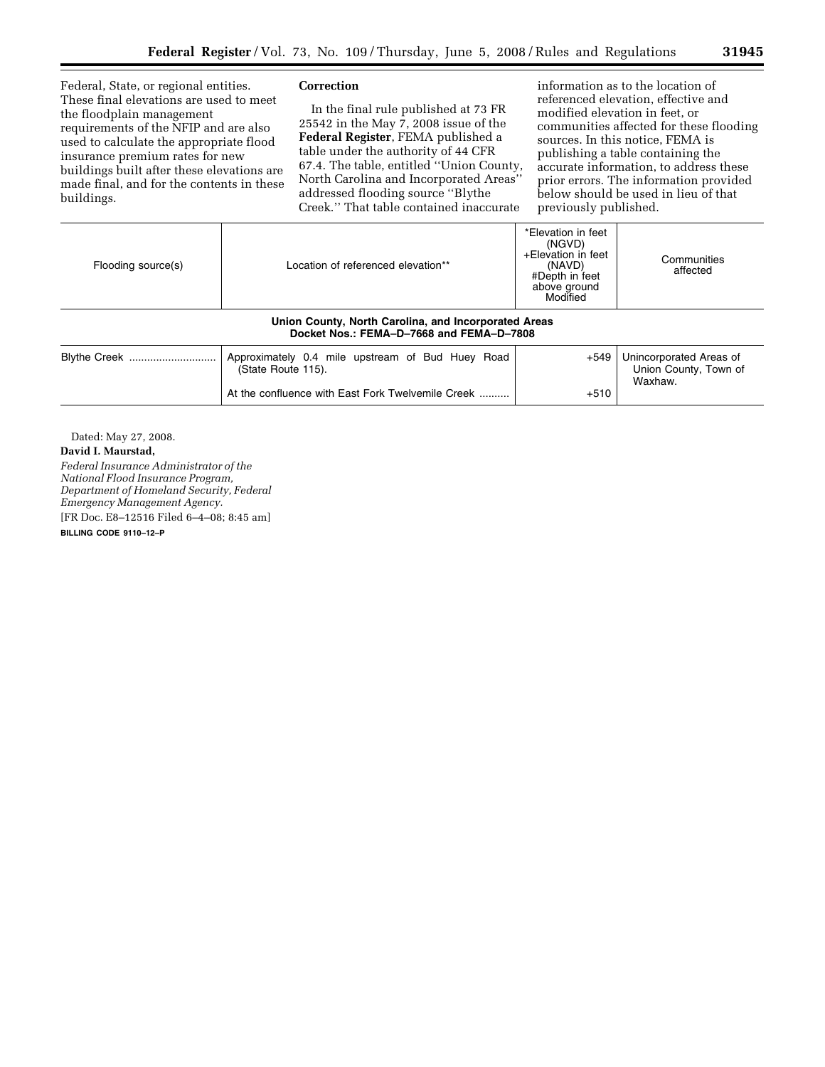Federal, State, or regional entities. These final elevations are used to meet the floodplain management requirements of the NFIP and are also used to calculate the appropriate flood insurance premium rates for new buildings built after these elevations are made final, and for the contents in these buildings.

**Correction**

In the final rule published at 73 FR 25542 in the May 7, 2008 issue of the **Federal Register**, FEMA published a table under the authority of 44 CFR 67.4. The table, entitled ''Union County, North Carolina and Incorporated Areas'' addressed flooding source ''Blythe Creek.'' That table contained inaccurate information as to the location of referenced elevation, effective and modified elevation in feet, or communities affected for these flooding sources. In this notice, FEMA is publishing a table containing the accurate information, to address these prior errors. The information provided below should be used in lieu of that previously published.

| Flooding source(s) | Location of referenced elevation** | *Elevation in feet (NGVD) +Elevation in feet (NAVD) #Depth in feet above ground Modified | Communities affected |
|---|---|---|---|
| **Union County, North Carolina, and Incorporated Areas Docket Nos.: FEMA–D–7668 and FEMA–D–7808** | | | |
| Blythe Creek | Approximately 0.4 mile upstream of Bud Huey Road (State Route 115). | +549 | Unincorporated Areas of Union County, Town of Waxhaw. |
| | At the confluence with East Fork Twelvemile Creek | +510 | |

Dated: May 27, 2008.

**David I. Maurstad,**

*Federal Insurance Administrator of the National Flood Insurance Program, Department of Homeland Security, Federal Emergency Management Agency.*

[FR Doc. E8–12516 Filed 6–4–08; 8:45 am]

BILLING CODE 9110–12–P